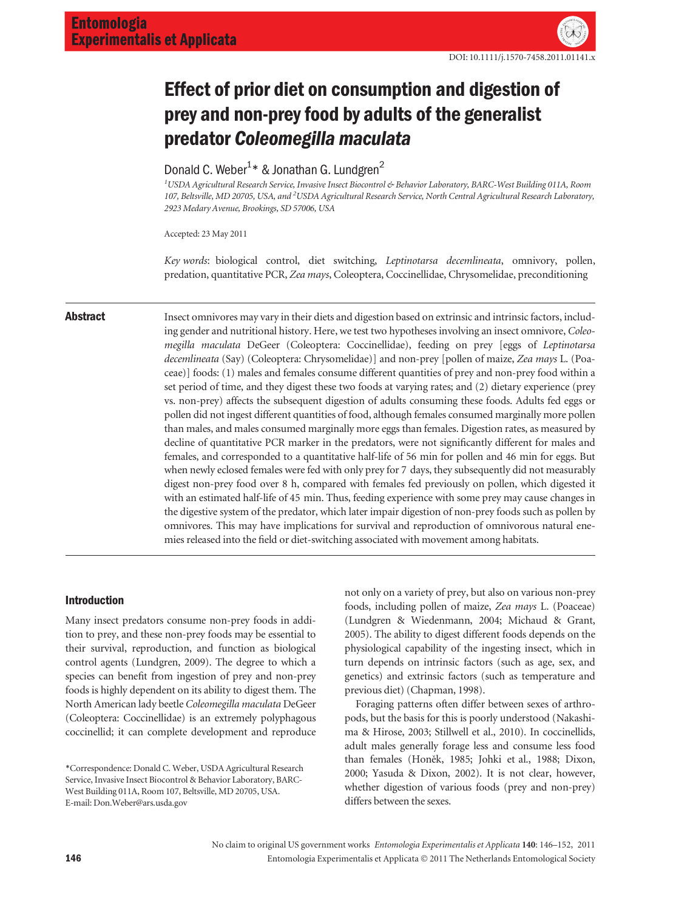DOI: 10.1111/j.1570-7458.2011.01141.x

# Effect of prior diet on consumption and digestion of prey and non-prey food by adults of the generalist predator *Coleomegilla maculata*

Donald C. Weber[1]* & Jonathan G. Lundgren[2]

[1]USDA Agricultural Research Service, Invasive Insect Biocontrol & Behavior Laboratory, BARC-West Building 011A, Room 107, Beltsville, MD 20705, USA, and [2]USDA Agricultural Research Service, North Central Agricultural Research Laboratory, 2923 Medary Avenue, Brookings, SD 57006, USA

Accepted: 23 May 2011

*Key words*: biological control, diet switching, *Leptinotarsa decemlineata*, omnivory, pollen, predation, quantitative PCR, *Zea mays*, Coleoptera, Coccinellidae, Chrysomelidae, preconditioning

## Abstract

Insect omnivores may vary in their diets and digestion based on extrinsic and intrinsic factors, including gender and nutritional history. Here, we test two hypotheses involving an insect omnivore, *Coleomegilla maculata* DeGeer (Coleoptera: Coccinellidae), feeding on prey [eggs of *Leptinotarsa decemlineata* (Say) (Coleoptera: Chrysomelidae)] and non-prey [pollen of maize, *Zea mays* L. (Poaceae)] foods: (1) males and females consume different quantities of prey and non-prey food within a set period of time, and they digest these two foods at varying rates; and (2) dietary experience (prey vs. non-prey) affects the subsequent digestion of adults consuming these foods. Adults fed eggs or pollen did not ingest different quantities of food, although females consumed marginally more pollen than males, and males consumed marginally more eggs than females. Digestion rates, as measured by decline of quantitative PCR marker in the predators, were not significantly different for males and females, and corresponded to a quantitative half-life of 56 min for pollen and 46 min for eggs. But when newly eclosed females were fed with only prey for 7 days, they subsequently did not measurably digest non-prey food over 8 h, compared with females fed previously on pollen, which digested it with an estimated half-life of 45 min. Thus, feeding experience with some prey may cause changes in the digestive system of the predator, which later impair digestion of non-prey foods such as pollen by omnivores. This may have implications for survival and reproduction of omnivorous natural enemies released into the field or diet-switching associated with movement among habitats.

## Introduction

Many insect predators consume non-prey foods in addition to prey, and these non-prey foods may be essential to their survival, reproduction, and function as biological control agents (Lundgren, 2009). The degree to which a species can benefit from ingestion of prey and non-prey foods is highly dependent on its ability to digest them. The North American lady beetle *Coleomegilla maculata* DeGeer (Coleoptera: Coccinellidae) is an extremely polyphagous coccinellid; it can complete development and reproduce not only on a variety of prey, but also on various non-prey foods, including pollen of maize, *Zea mays* L. (Poaceae) (Lundgren & Wiedenmann, 2004; Michaud & Grant, 2005). The ability to digest different foods depends on the physiological capability of the ingesting insect, which in turn depends on intrinsic factors (such as age, sex, and genetics) and extrinsic factors (such as temperature and previous diet) (Chapman, 1998).

Foraging patterns often differ between sexes of arthropods, but the basis for this is poorly understood (Nakashima & Hirose, 2003; Stillwell et al., 2010). In coccinellids, adult males generally forage less and consume less food than females (Honěk, 1985; Johki et al., 1988; Dixon, 2000; Yasuda & Dixon, 2002). It is not clear, however, whether digestion of various foods (prey and non-prey) differs between the sexes.

*Correspondence: Donald C. Weber, USDA Agricultural Research Service, Invasive Insect Biocontrol & Behavior Laboratory, BARC-West Building 011A, Room 107, Beltsville, MD 20705, USA. E-mail: Don.Weber@ars.usda.gov

No claim to original US government works
Entomologia Experimentalis et Applicata © 2011 The Netherlands Entomological Society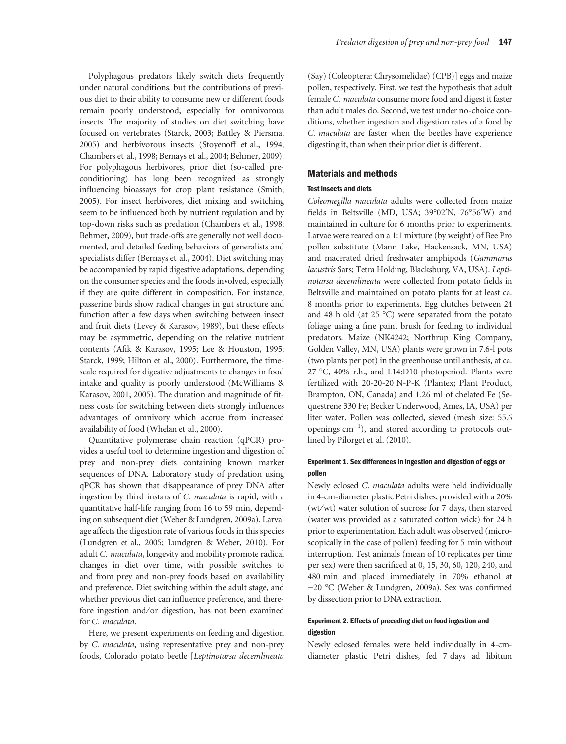Polyphagous predators likely switch diets frequently under natural conditions, but the contributions of previous diet to their ability to consume new or different foods remain poorly understood, especially for omnivorous insects. The majority of studies on diet switching have focused on vertebrates (Starck, 2003; Battley & Piersma, 2005) and herbivorous insects (Stoyenoff et al., 1994; Chambers et al., 1998; Bernays et al., 2004; Behmer, 2009). For polyphagous herbivores, prior diet (so-called preconditioning) has long been recognized as strongly influencing bioassays for crop plant resistance (Smith, 2005). For insect herbivores, diet mixing and switching seem to be influenced both by nutrient regulation and by top-down risks such as predation (Chambers et al., 1998; Behmer, 2009), but trade-offs are generally not well documented, and detailed feeding behaviors of generalists and specialists differ (Bernays et al., 2004). Diet switching may be accompanied by rapid digestive adaptations, depending on the consumer species and the foods involved, especially if they are quite different in composition. For instance, passerine birds show radical changes in gut structure and function after a few days when switching between insect and fruit diets (Levey & Karasov, 1989), but these effects may be asymmetric, depending on the relative nutrient contents (Afik & Karasov, 1995; Lee & Houston, 1995; Starck, 1999; Hilton et al., 2000). Furthermore, the time-scale required for digestive adjustments to changes in food intake and quality is poorly understood (McWilliams & Karasov, 2001, 2005). The duration and magnitude of fitness costs for switching between diets strongly influences advantages of omnivory which accrue from increased availability of food (Whelan et al., 2000).

Quantitative polymerase chain reaction (qPCR) provides a useful tool to determine ingestion and digestion of prey and non-prey diets containing known marker sequences of DNA. Laboratory study of predation using qPCR has shown that disappearance of prey DNA after ingestion by third instars of *C. maculata* is rapid, with a quantitative half-life ranging from 16 to 59 min, depending on subsequent diet (Weber & Lundgren, 2009a). Larval age affects the digestion rate of various foods in this species (Lundgren et al., 2005; Lundgren & Weber, 2010). For adult *C. maculata*, longevity and mobility promote radical changes in diet over time, with possible switches to and from prey and non-prey foods based on availability and preference. Diet switching within the adult stage, and whether previous diet can influence preference, and therefore ingestion and/or digestion, has not been examined for *C. maculata*.

Here, we present experiments on feeding and digestion by *C. maculata*, using representative prey and non-prey foods, Colorado potato beetle [*Leptinotarsa decemlineata* (Say) (Coleoptera: Chrysomelidae) (CPB)] eggs and maize pollen, respectively. First, we test the hypothesis that adult female *C. maculata* consume more food and digest it faster than adult males do. Second, we test under no-choice conditions, whether ingestion and digestion rates of a food by *C. maculata* are faster when the beetles have experience digesting it, than when their prior diet is different.

## Materials and methods

### Test insects and diets

*Coleomegilla maculata* adults were collected from maize fields in Beltsville (MD, USA; 39°02′N, 76°56′W) and maintained in culture for 6 months prior to experiments. Larvae were reared on a 1:1 mixture (by weight) of Bee Pro pollen substitute (Mann Lake, Hackensack, MN, USA) and macerated dried freshwater amphipods (*Gammarus lacustris* Sars; Tetra Holding, Blacksburg, VA, USA). *Leptinotarsa decemlineata* were collected from potato fields in Beltsville and maintained on potato plants for at least ca. 8 months prior to experiments. Egg clutches between 24 and 48 h old (at 25 °C) were separated from the potato foliage using a fine paint brush for feeding to individual predators. Maize (NK4242; Northrup King Company, Golden Valley, MN, USA) plants were grown in 7.6-l pots (two plants per pot) in the greenhouse until anthesis, at ca. 27 °C, 40% r.h., and L14:D10 photoperiod. Plants were fertilized with 20-20-20 N-P-K (Plantex; Plant Product, Brampton, ON, Canada) and 1.26 ml of chelated Fe (Sequestrene 330 Fe; Becker Underwood, Ames, IA, USA) per liter water. Pollen was collected, sieved (mesh size: 55.6 openings $cm^{-1}$), and stored according to protocols outlined by Pilorget et al. (2010).

### Experiment 1. Sex differences in ingestion and digestion of eggs or pollen

Newly eclosed *C. maculata* adults were held individually in 4-cm-diameter plastic Petri dishes, provided with a 20% (wt/wt) water solution of sucrose for 7 days, then starved (water was provided as a saturated cotton wick) for 24 h prior to experimentation. Each adult was observed (microscopically in the case of pollen) feeding for 5 min without interruption. Test animals (mean of 10 replicates per time per sex) were then sacrificed at 0, 15, 30, 60, 120, 240, and 480 min and placed immediately in 70% ethanol at −20 °C (Weber & Lundgren, 2009a). Sex was confirmed by dissection prior to DNA extraction.

### Experiment 2. Effects of preceding diet on food ingestion and digestion

Newly eclosed females were held individually in 4-cm-diameter plastic Petri dishes, fed 7 days ad libitum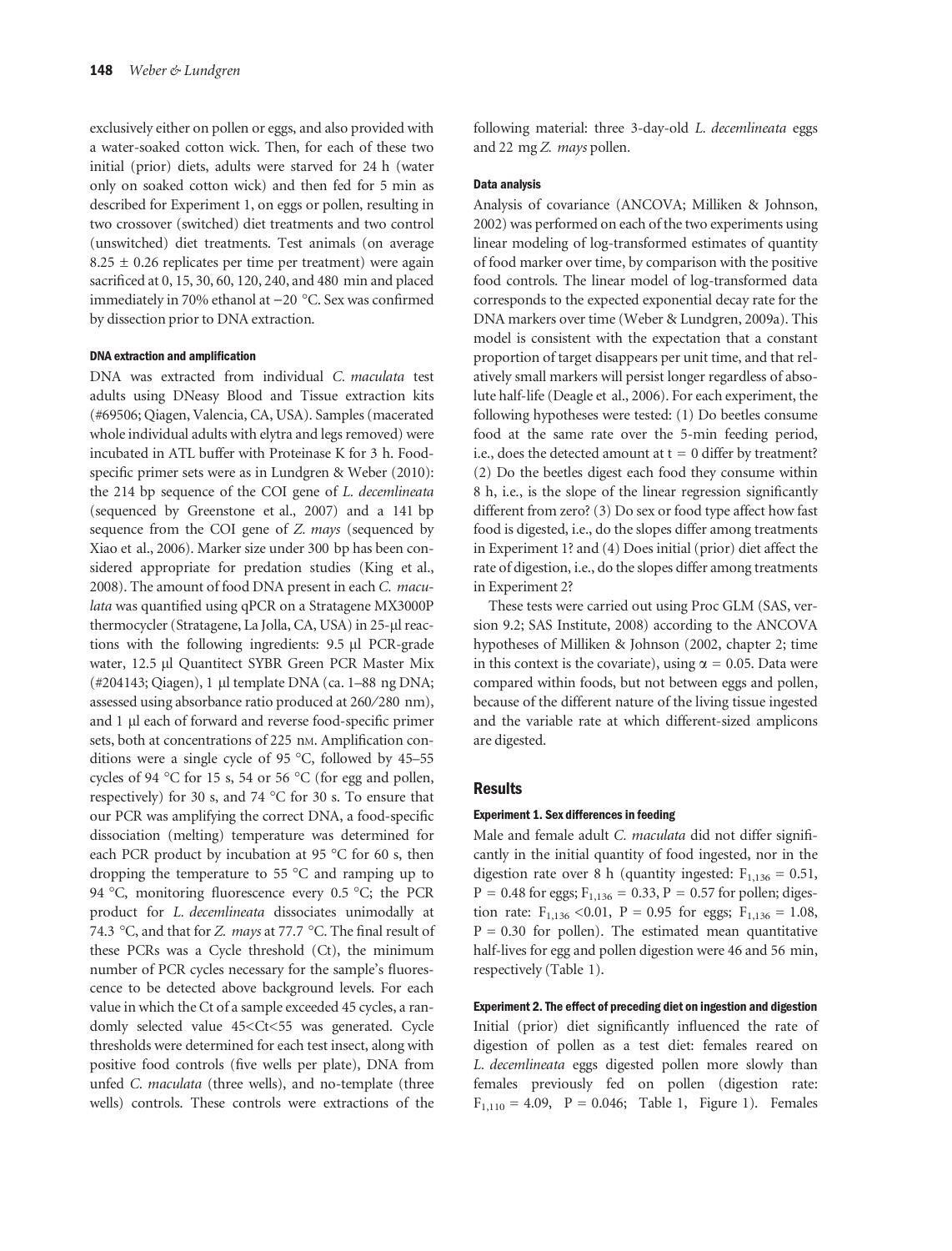exclusively either on pollen or eggs, and also provided with a water-soaked cotton wick. Then, for each of these two initial (prior) diets, adults were starved for 24 h (water only on soaked cotton wick) and then fed for 5 min as described for Experiment 1, on eggs or pollen, resulting in two crossover (switched) diet treatments and two control (unswitched) diet treatments. Test animals (on average $8.25 \pm 0.26$ replicates per time per treatment) were again sacrificed at 0, 15, 30, 60, 120, 240, and 480 min and placed immediately in 70% ethanol at −20 °C. Sex was confirmed by dissection prior to DNA extraction.

#### DNA extraction and amplification

DNA was extracted from individual *C. maculata* test adults using DNeasy Blood and Tissue extraction kits (#69506; Qiagen, Valencia, CA, USA). Samples (macerated whole individual adults with elytra and legs removed) were incubated in ATL buffer with Proteinase K for 3 h. Food-specific primer sets were as in Lundgren & Weber (2010): the 214 bp sequence of the COI gene of *L. decemlineata* (sequenced by Greenstone et al., 2007) and a 141 bp sequence from the COI gene of *Z. mays* (sequenced by Xiao et al., 2006). Marker size under 300 bp has been considered appropriate for predation studies (King et al., 2008). The amount of food DNA present in each *C. maculata* was quantified using qPCR on a Stratagene MX3000P thermocycler (Stratagene, La Jolla, CA, USA) in 25-μl reactions with the following ingredients: 9.5 μl PCR-grade water, 12.5 μl Quantitect SYBR Green PCR Master Mix (#204143; Qiagen), 1 μl template DNA (ca. 1–88 ng DNA; assessed using absorbance ratio produced at 260/280 nm), and 1 μl each of forward and reverse food-specific primer sets, both at concentrations of 225 nM. Amplification conditions were a single cycle of 95 °C, followed by 45–55 cycles of 94 °C for 15 s, 54 or 56 °C (for egg and pollen, respectively) for 30 s, and 74 °C for 30 s. To ensure that our PCR was amplifying the correct DNA, a food-specific dissociation (melting) temperature was determined for each PCR product by incubation at 95 °C for 60 s, then dropping the temperature to 55 °C and ramping up to 94 °C, monitoring fluorescence every 0.5 °C; the PCR product for *L. decemlineata* dissociates unimodally at 74.3 °C, and that for *Z. mays* at 77.7 °C. The final result of these PCRs was a Cycle threshold (Ct), the minimum number of PCR cycles necessary for the sample's fluorescence to be detected above background levels. For each value in which the Ct of a sample exceeded 45 cycles, a randomly selected value $45<Ct<55$ was generated. Cycle thresholds were determined for each test insect, along with positive food controls (five wells per plate), DNA from unfed *C. maculata* (three wells), and no-template (three wells) controls. These controls were extractions of the following material: three 3-day-old *L. decemlineata* eggs and 22 mg *Z. mays* pollen.

#### Data analysis

Analysis of covariance (ANCOVA; Milliken & Johnson, 2002) was performed on each of the two experiments using linear modeling of log-transformed estimates of quantity of food marker over time, by comparison with the positive food controls. The linear model of log-transformed data corresponds to the expected exponential decay rate for the DNA markers over time (Weber & Lundgren, 2009a). This model is consistent with the expectation that a constant proportion of target disappears per unit time, and that relatively small markers will persist longer regardless of absolute half-life (Deagle et al., 2006). For each experiment, the following hypotheses were tested: (1) Do beetles consume food at the same rate over the 5-min feeding period, i.e., does the detected amount at $t = 0$ differ by treatment? (2) Do the beetles digest each food they consume within 8 h, i.e., is the slope of the linear regression significantly different from zero? (3) Do sex or food type affect how fast food is digested, i.e., do the slopes differ among treatments in Experiment 1? and (4) Does initial (prior) diet affect the rate of digestion, i.e., do the slopes differ among treatments in Experiment 2?

These tests were carried out using Proc GLM (SAS, version 9.2; SAS Institute, 2008) according to the ANCOVA hypotheses of Milliken & Johnson (2002, chapter 2; time in this context is the covariate), using $\alpha = 0.05$. Data were compared within foods, but not between eggs and pollen, because of the different nature of the living tissue ingested and the variable rate at which different-sized amplicons are digested.

## Results

#### Experiment 1. Sex differences in feeding

Male and female adult *C. maculata* did not differ significantly in the initial quantity of food ingested, nor in the digestion rate over 8 h (quantity ingested: $F_{1,136} = 0.51$, $P = 0.48$ for eggs; $F_{1,136} = 0.33$, $P = 0.57$ for pollen; digestion rate: $F_{1,136} < 0.01$, $P = 0.95$ for eggs; $F_{1,136} = 1.08$, $P = 0.30$ for pollen). The estimated mean quantitative half-lives for egg and pollen digestion were 46 and 56 min, respectively (Table 1).

#### Experiment 2. The effect of preceding diet on ingestion and digestion

Initial (prior) diet significantly influenced the rate of digestion of pollen as a test diet: females reared on *L. decemlineata* eggs digested pollen more slowly than females previously fed on pollen (digestion rate: $F_{1,110} = 4.09$, $P = 0.046$; Table 1, Figure 1). Females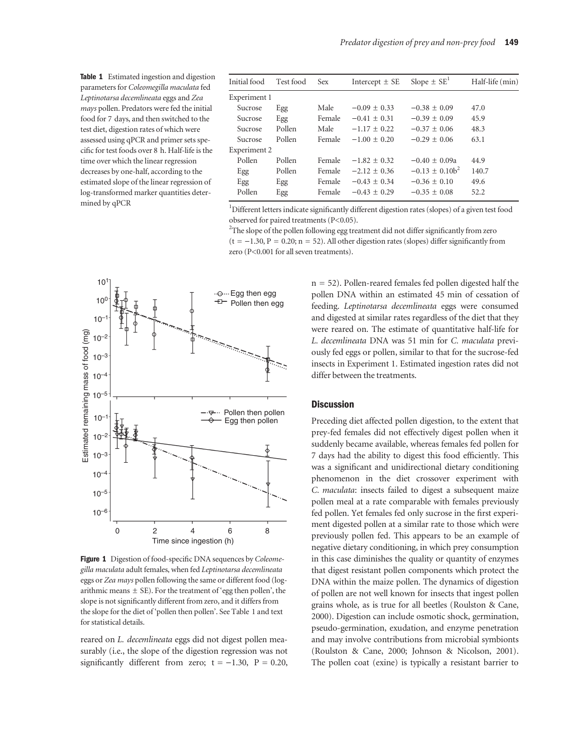**Table 1** Estimated ingestion and digestion parameters for *Coleomegilla maculata* fed *Leptinotarsa decemlineata* eggs and *Zea mays* pollen. Predators were fed the initial food for 7 days, and then switched to the test diet, digestion rates of which were assessed using qPCR and primer sets specific for test foods over 8 h. Half-life is the time over which the linear regression decreases by one-half, according to the estimated slope of the linear regression of log-transformed marker quantities determined by qPCR

| Initial food | Test food | Sex | Intercept ± SE | Slope ± SE[1] | Half-life (min) |
|---|---|---|---|---|---|
| Experiment 1 | | | | | |
| Sucrose | Egg | Male | −0.09 ± 0.33 | −0.38 ± 0.09 | 47.0 |
| Sucrose | Egg | Female | −0.41 ± 0.31 | −0.39 ± 0.09 | 45.9 |
| Sucrose | Pollen | Male | −1.17 ± 0.22 | −0.37 ± 0.06 | 48.3 |
| Sucrose | Pollen | Female | −1.00 ± 0.20 | −0.29 ± 0.06 | 63.1 |
| Experiment 2 | | | | | |
| Pollen | Pollen | Female | −1.82 ± 0.32 | −0.40 ± 0.09a | 44.9 |
| Egg | Pollen | Female | −2.12 ± 0.36 | −0.13 ± 0.10b[2] | 140.7 |
| Egg | Egg | Female | −0.43 ± 0.34 | −0.36 ± 0.10 | 49.6 |
| Pollen | Egg | Female | −0.43 ± 0.29 | −0.35 ± 0.08 | 52.2 |

[1]Different letters indicate significantly different digestion rates (slopes) of a given test food observed for paired treatments ($P<0.05$).

[2]The slope of the pollen following egg treatment did not differ significantly from zero ($t = -1.30$, $P = 0.20$; $n = 52$). All other digestion rates (slopes) differ significantly from zero ($P<0.001$ for all seven treatments).

**Figure 1** Digestion of food-specific DNA sequences by *Coleomegilla maculata* adult females, when fed *Leptinotarsa decemlineata* eggs or *Zea mays* pollen following the same or different food (logarithmic means ± SE). For the treatment of 'egg then pollen', the slope is not significantly different from zero, and it differs from the slope for the diet of 'pollen then pollen'. See Table 1 and text for statistical details.

reared on *L. decemlineata* eggs did not digest pollen measurably (i.e., the slope of the digestion regression was not significantly different from zero; $t = -1.30$, $P = 0.20$, $n = 52$). Pollen-reared females fed pollen digested half the pollen DNA within an estimated 45 min of cessation of feeding. *Leptinotarsa decemlineata* eggs were consumed and digested at similar rates regardless of the diet that they were reared on. The estimate of quantitative half-life for *L. decemlineata* DNA was 51 min for *C. maculata* previously fed eggs or pollen, similar to that for the sucrose-fed insects in Experiment 1. Estimated ingestion rates did not differ between the treatments.

## Discussion

Preceding diet affected pollen digestion, to the extent that prey-fed females did not effectively digest pollen when it suddenly became available, whereas females fed pollen for 7 days had the ability to digest this food efficiently. This was a significant and unidirectional dietary conditioning phenomenon in the diet crossover experiment with *C. maculata*: insects failed to digest a subsequent maize pollen meal at a rate comparable with females previously fed pollen. Yet females fed only sucrose in the first experiment digested pollen at a similar rate to those which were previously pollen fed. This appears to be an example of negative dietary conditioning, in which prey consumption in this case diminishes the quality or quantity of enzymes that digest resistant pollen components which protect the DNA within the maize pollen. The dynamics of digestion of pollen are not well known for insects that ingest pollen grains whole, as is true for all beetles (Roulston & Cane, 2000). Digestion can include osmotic shock, germination, pseudo-germination, exudation, and enzyme penetration and may involve contributions from microbial symbionts (Roulston & Cane, 2000; Johnson & Nicolson, 2001). The pollen coat (exine) is typically a resistant barrier to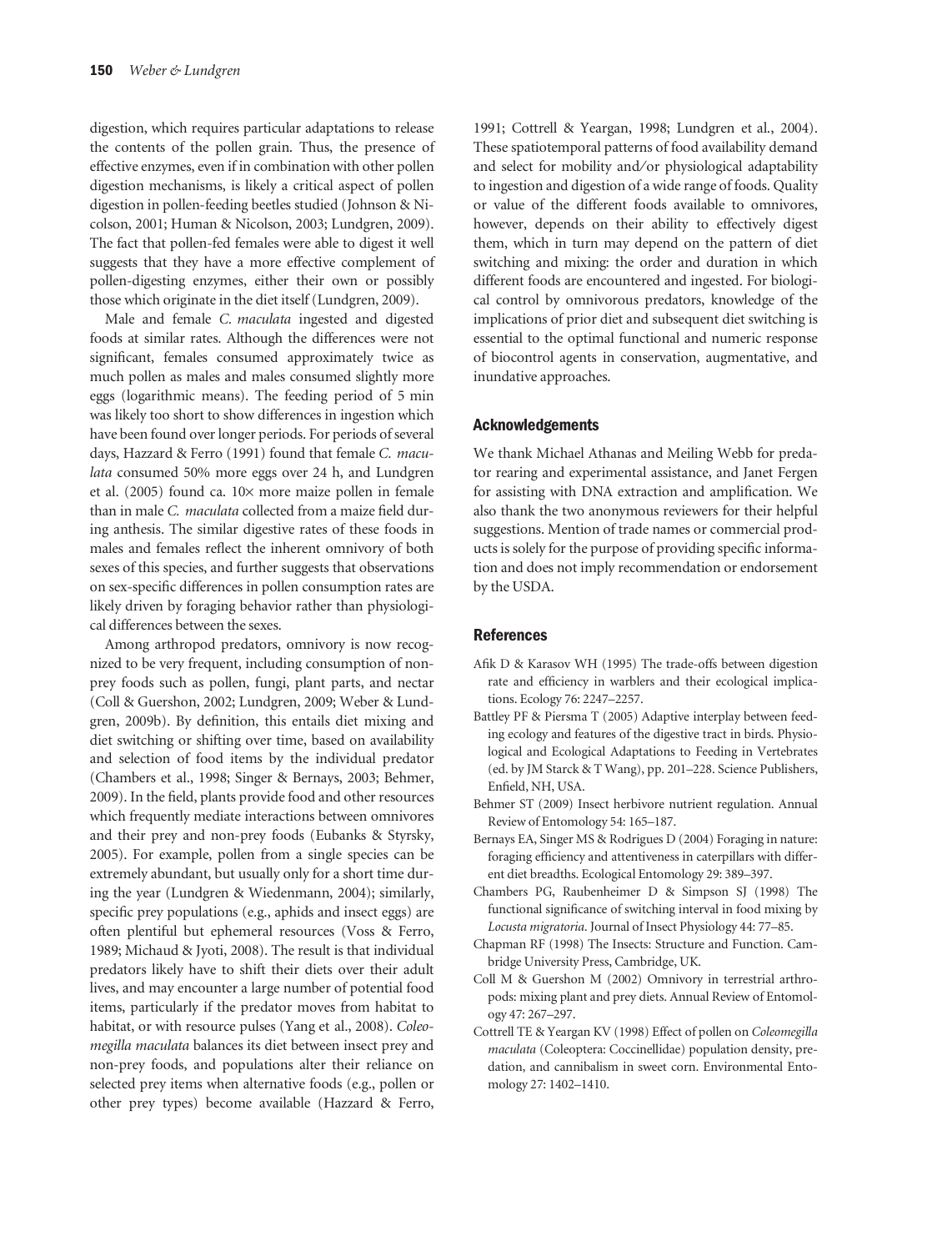digestion, which requires particular adaptations to release the contents of the pollen grain. Thus, the presence of effective enzymes, even if in combination with other pollen digestion mechanisms, is likely a critical aspect of pollen digestion in pollen-feeding beetles studied (Johnson & Nicolson, 2001; Human & Nicolson, 2003; Lundgren, 2009). The fact that pollen-fed females were able to digest it well suggests that they have a more effective complement of pollen-digesting enzymes, either their own or possibly those which originate in the diet itself (Lundgren, 2009).

Male and female *C. maculata* ingested and digested foods at similar rates. Although the differences were not significant, females consumed approximately twice as much pollen as males and males consumed slightly more eggs (logarithmic means). The feeding period of 5 min was likely too short to show differences in ingestion which have been found over longer periods. For periods of several days, Hazzard & Ferro (1991) found that female *C. maculata* consumed 50% more eggs over 24 h, and Lundgren et al. (2005) found ca. 10× more maize pollen in female than in male *C. maculata* collected from a maize field during anthesis. The similar digestive rates of these foods in males and females reflect the inherent omnivory of both sexes of this species, and further suggests that observations on sex-specific differences in pollen consumption rates are likely driven by foraging behavior rather than physiological differences between the sexes.

Among arthropod predators, omnivory is now recognized to be very frequent, including consumption of non-prey foods such as pollen, fungi, plant parts, and nectar (Coll & Guershon, 2002; Lundgren, 2009; Weber & Lundgren, 2009b). By definition, this entails diet mixing and diet switching or shifting over time, based on availability and selection of food items by the individual predator (Chambers et al., 1998; Singer & Bernays, 2003; Behmer, 2009). In the field, plants provide food and other resources which frequently mediate interactions between omnivores and their prey and non-prey foods (Eubanks & Styrsky, 2005). For example, pollen from a single species can be extremely abundant, but usually only for a short time during the year (Lundgren & Wiedenmann, 2004); similarly, specific prey populations (e.g., aphids and insect eggs) are often plentiful but ephemeral resources (Voss & Ferro, 1989; Michaud & Jyoti, 2008). The result is that individual predators likely have to shift their diets over their adult lives, and may encounter a large number of potential food items, particularly if the predator moves from habitat to habitat, or with resource pulses (Yang et al., 2008). *Coleomegilla maculata* balances its diet between insect prey and non-prey foods, and populations alter their reliance on selected prey items when alternative foods (e.g., pollen or other prey types) become available (Hazzard & Ferro, 1991; Cottrell & Yeargan, 1998; Lundgren et al., 2004). These spatiotemporal patterns of food availability demand and select for mobility and/or physiological adaptability to ingestion and digestion of a wide range of foods. Quality or value of the different foods available to omnivores, however, depends on their ability to effectively digest them, which in turn may depend on the pattern of diet switching and mixing: the order and duration in which different foods are encountered and ingested. For biological control by omnivorous predators, knowledge of the implications of prior diet and subsequent diet switching is essential to the optimal functional and numeric response of biocontrol agents in conservation, augmentative, and inundative approaches.

## Acknowledgements

We thank Michael Athanas and Meiling Webb for predator rearing and experimental assistance, and Janet Fergen for assisting with DNA extraction and amplification. We also thank the two anonymous reviewers for their helpful suggestions. Mention of trade names or commercial products is solely for the purpose of providing specific information and does not imply recommendation or endorsement by the USDA.

## References

Afik D & Karasov WH (1995) The trade-offs between digestion rate and efficiency in warblers and their ecological implications. Ecology 76: 2247–2257.

Battley PF & Piersma T (2005) Adaptive interplay between feeding ecology and features of the digestive tract in birds. Physiological and Ecological Adaptations to Feeding in Vertebrates (ed. by JM Starck & T Wang), pp. 201–228. Science Publishers, Enfield, NH, USA.

Behmer ST (2009) Insect herbivore nutrient regulation. Annual Review of Entomology 54: 165–187.

Bernays EA, Singer MS & Rodrigues D (2004) Foraging in nature: foraging efficiency and attentiveness in caterpillars with different diet breadths. Ecological Entomology 29: 389–397.

Chambers PG, Raubenheimer D & Simpson SJ (1998) The functional significance of switching interval in food mixing by *Locusta migratoria*. Journal of Insect Physiology 44: 77–85.

Chapman RF (1998) The Insects: Structure and Function. Cambridge University Press, Cambridge, UK.

Coll M & Guershon M (2002) Omnivory in terrestrial arthropods: mixing plant and prey diets. Annual Review of Entomology 47: 267–297.

Cottrell TE & Yeargan KV (1998) Effect of pollen on *Coleomegilla maculata* (Coleoptera: Coccinellidae) population density, predation, and cannibalism in sweet corn. Environmental Entomology 27: 1402–1410.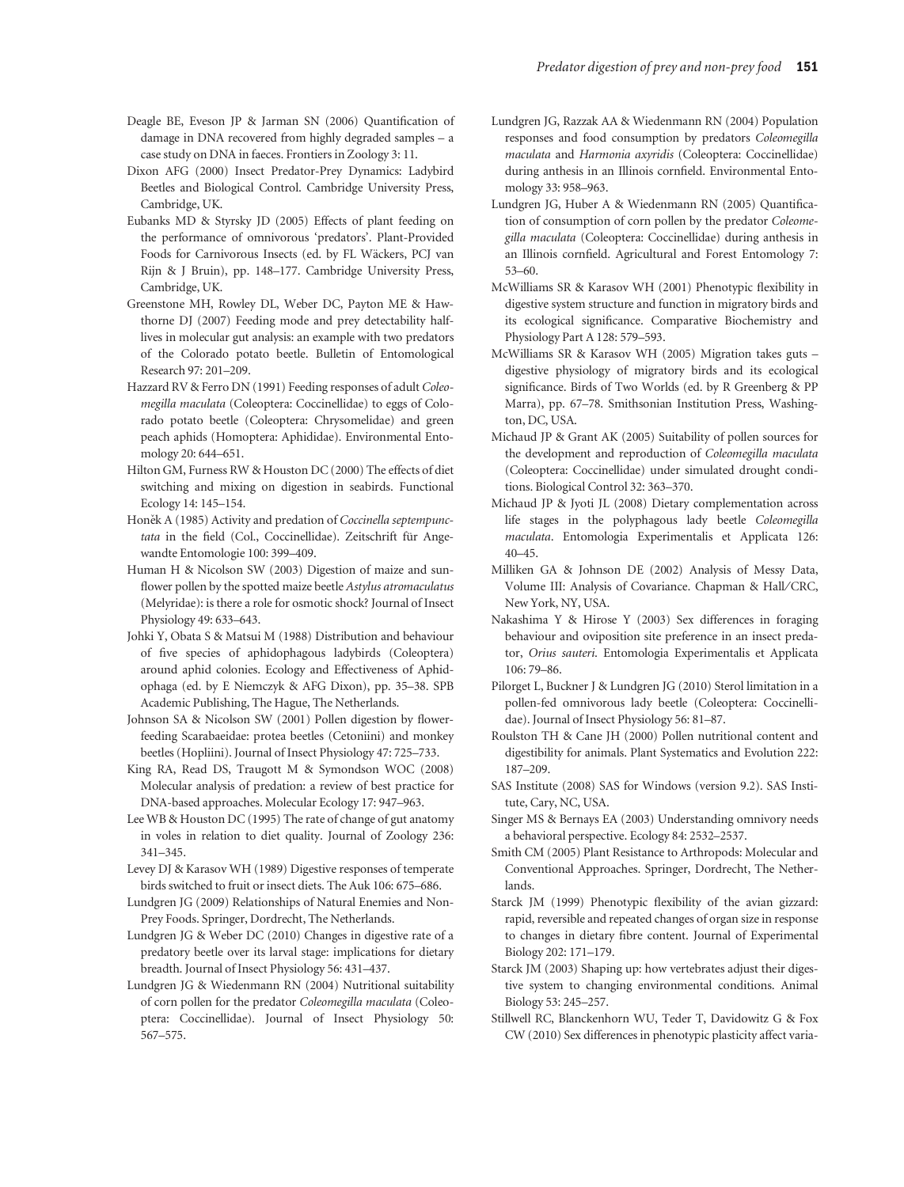Deagle BE, Eveson JP & Jarman SN (2006) Quantification of damage in DNA recovered from highly degraded samples – a case study on DNA in faeces. Frontiers in Zoology 3: 11.

Dixon AFG (2000) Insect Predator-Prey Dynamics: Ladybird Beetles and Biological Control. Cambridge University Press, Cambridge, UK.

Eubanks MD & Styrsky JD (2005) Effects of plant feeding on the performance of omnivorous 'predators'. Plant-Provided Foods for Carnivorous Insects (ed. by FL Wäckers, PCJ van Rijn & J Bruin), pp. 148–177. Cambridge University Press, Cambridge, UK.

Greenstone MH, Rowley DL, Weber DC, Payton ME & Hawthorne DJ (2007) Feeding mode and prey detectability half-lives in molecular gut analysis: an example with two predators of the Colorado potato beetle. Bulletin of Entomological Research 97: 201–209.

Hazzard RV & Ferro DN (1991) Feeding responses of adult *Coleomegilla maculata* (Coleoptera: Coccinellidae) to eggs of Colorado potato beetle (Coleoptera: Chrysomelidae) and green peach aphids (Homoptera: Aphididae). Environmental Entomology 20: 644–651.

Hilton GM, Furness RW & Houston DC (2000) The effects of diet switching and mixing on digestion in seabirds. Functional Ecology 14: 145–154.

Honěk A (1985) Activity and predation of *Coccinella septempunctata* in the field (Col., Coccinellidae). Zeitschrift für Angewandte Entomologie 100: 399–409.

Human H & Nicolson SW (2003) Digestion of maize and sunflower pollen by the spotted maize beetle *Astylus atromaculatus* (Melyridae): is there a role for osmotic shock? Journal of Insect Physiology 49: 633–643.

Johki Y, Obata S & Matsui M (1988) Distribution and behaviour of five species of aphidophagous ladybirds (Coleoptera) around aphid colonies. Ecology and Effectiveness of Aphidophaga (ed. by E Niemczyk & AFG Dixon), pp. 35–38. SPB Academic Publishing, The Hague, The Netherlands.

Johnson SA & Nicolson SW (2001) Pollen digestion by flower-feeding Scarabaeidae: protea beetles (Cetoniini) and monkey beetles (Hopliini). Journal of Insect Physiology 47: 725–733.

King RA, Read DS, Traugott M & Symondson WOC (2008) Molecular analysis of predation: a review of best practice for DNA-based approaches. Molecular Ecology 17: 947–963.

Lee WB & Houston DC (1995) The rate of change of gut anatomy in voles in relation to diet quality. Journal of Zoology 236: 341–345.

Levey DJ & Karasov WH (1989) Digestive responses of temperate birds switched to fruit or insect diets. The Auk 106: 675–686.

Lundgren JG (2009) Relationships of Natural Enemies and Non-Prey Foods. Springer, Dordrecht, The Netherlands.

Lundgren JG & Weber DC (2010) Changes in digestive rate of a predatory beetle over its larval stage: implications for dietary breadth. Journal of Insect Physiology 56: 431–437.

Lundgren JG & Wiedenmann RN (2004) Nutritional suitability of corn pollen for the predator *Coleomegilla maculata* (Coleoptera: Coccinellidae). Journal of Insect Physiology 50: 567–575.

Lundgren JG, Razzak AA & Wiedenmann RN (2004) Population responses and food consumption by predators *Coleomegilla maculata* and *Harmonia axyridis* (Coleoptera: Coccinellidae) during anthesis in an Illinois cornfield. Environmental Entomology 33: 958–963.

Lundgren JG, Huber A & Wiedenmann RN (2005) Quantification of consumption of corn pollen by the predator *Coleomegilla maculata* (Coleoptera: Coccinellidae) during anthesis in an Illinois cornfield. Agricultural and Forest Entomology 7: 53–60.

McWilliams SR & Karasov WH (2001) Phenotypic flexibility in digestive system structure and function in migratory birds and its ecological significance. Comparative Biochemistry and Physiology Part A 128: 579–593.

McWilliams SR & Karasov WH (2005) Migration takes guts – digestive physiology of migratory birds and its ecological significance. Birds of Two Worlds (ed. by R Greenberg & PP Marra), pp. 67–78. Smithsonian Institution Press, Washington, DC, USA.

Michaud JP & Grant AK (2005) Suitability of pollen sources for the development and reproduction of *Coleomegilla maculata* (Coleoptera: Coccinellidae) under simulated drought conditions. Biological Control 32: 363–370.

Michaud JP & Jyoti JL (2008) Dietary complementation across life stages in the polyphagous lady beetle *Coleomegilla maculata*. Entomologia Experimentalis et Applicata 126: 40–45.

Milliken GA & Johnson DE (2002) Analysis of Messy Data, Volume III: Analysis of Covariance. Chapman & Hall/CRC, New York, NY, USA.

Nakashima Y & Hirose Y (2003) Sex differences in foraging behaviour and oviposition site preference in an insect predator, *Orius sauteri*. Entomologia Experimentalis et Applicata 106: 79–86.

Pilorget L, Buckner J & Lundgren JG (2010) Sterol limitation in a pollen-fed omnivorous lady beetle (Coleoptera: Coccinellidae). Journal of Insect Physiology 56: 81–87.

Roulston TH & Cane JH (2000) Pollen nutritional content and digestibility for animals. Plant Systematics and Evolution 222: 187–209.

SAS Institute (2008) SAS for Windows (version 9.2). SAS Institute, Cary, NC, USA.

Singer MS & Bernays EA (2003) Understanding omnivory needs a behavioral perspective. Ecology 84: 2532–2537.

Smith CM (2005) Plant Resistance to Arthropods: Molecular and Conventional Approaches. Springer, Dordrecht, The Netherlands.

Starck JM (1999) Phenotypic flexibility of the avian gizzard: rapid, reversible and repeated changes of organ size in response to changes in dietary fibre content. Journal of Experimental Biology 202: 171–179.

Starck JM (2003) Shaping up: how vertebrates adjust their digestive system to changing environmental conditions. Animal Biology 53: 245–257.

Stillwell RC, Blanckenhorn WU, Teder T, Davidowitz G & Fox CW (2010) Sex differences in phenotypic plasticity affect varia-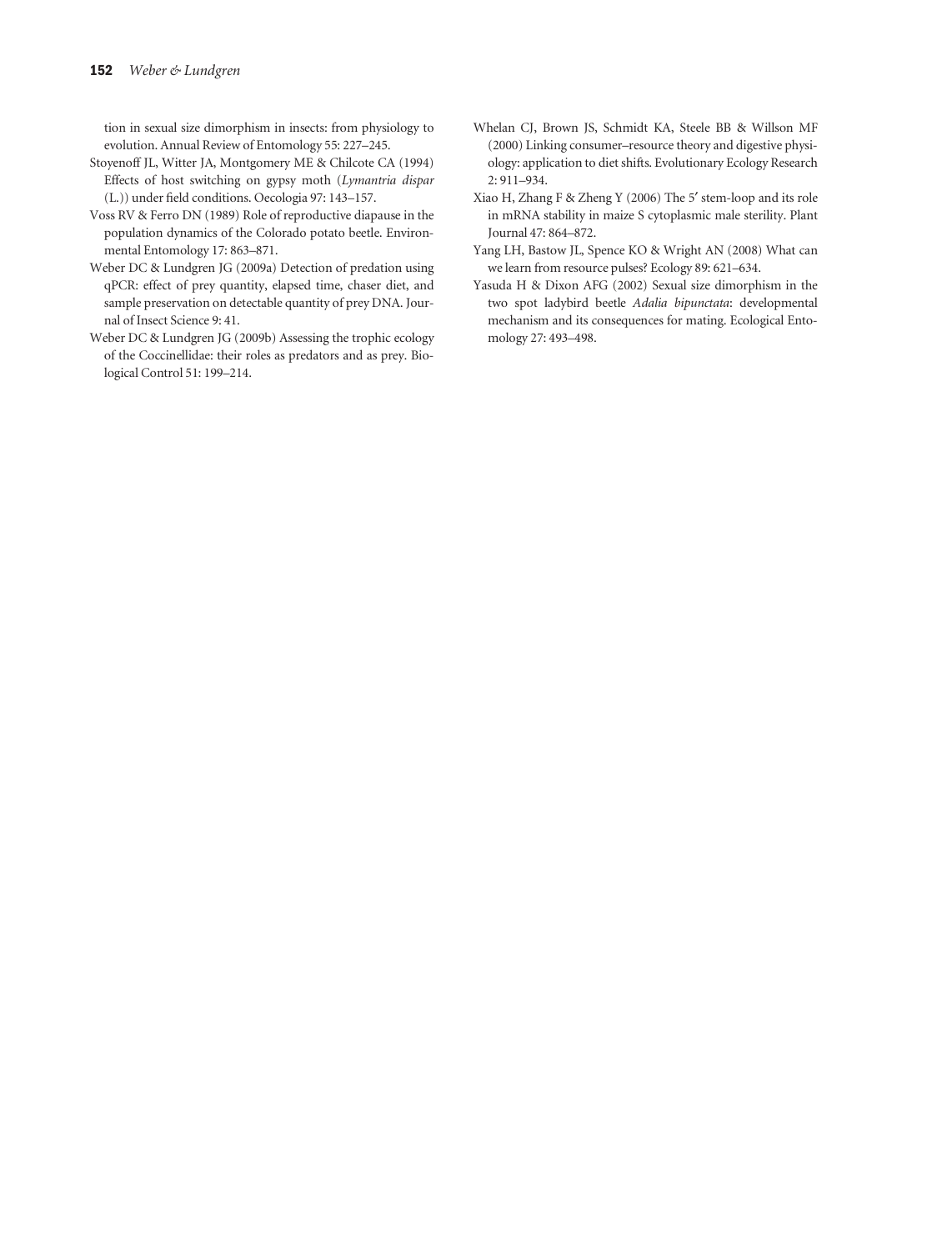tion in sexual size dimorphism in insects: from physiology to evolution. Annual Review of Entomology 55: 227–245.

Stoyenoff JL, Witter JA, Montgomery ME & Chilcote CA (1994) Effects of host switching on gypsy moth (*Lymantria dispar* (L.)) under field conditions. Oecologia 97: 143–157.

Voss RV & Ferro DN (1989) Role of reproductive diapause in the population dynamics of the Colorado potato beetle. Environmental Entomology 17: 863–871.

Weber DC & Lundgren JG (2009a) Detection of predation using qPCR: effect of prey quantity, elapsed time, chaser diet, and sample preservation on detectable quantity of prey DNA. Journal of Insect Science 9: 41.

Weber DC & Lundgren JG (2009b) Assessing the trophic ecology of the Coccinellidae: their roles as predators and as prey. Biological Control 51: 199–214.

Whelan CJ, Brown JS, Schmidt KA, Steele BB & Willson MF (2000) Linking consumer–resource theory and digestive physiology: application to diet shifts. Evolutionary Ecology Research 2: 911–934.

Xiao H, Zhang F & Zheng Y (2006) The 5′ stem-loop and its role in mRNA stability in maize S cytoplasmic male sterility. Plant Journal 47: 864–872.

Yang LH, Bastow JL, Spence KO & Wright AN (2008) What can we learn from resource pulses? Ecology 89: 621–634.

Yasuda H & Dixon AFG (2002) Sexual size dimorphism in the two spot ladybird beetle *Adalia bipunctata*: developmental mechanism and its consequences for mating. Ecological Entomology 27: 493–498.